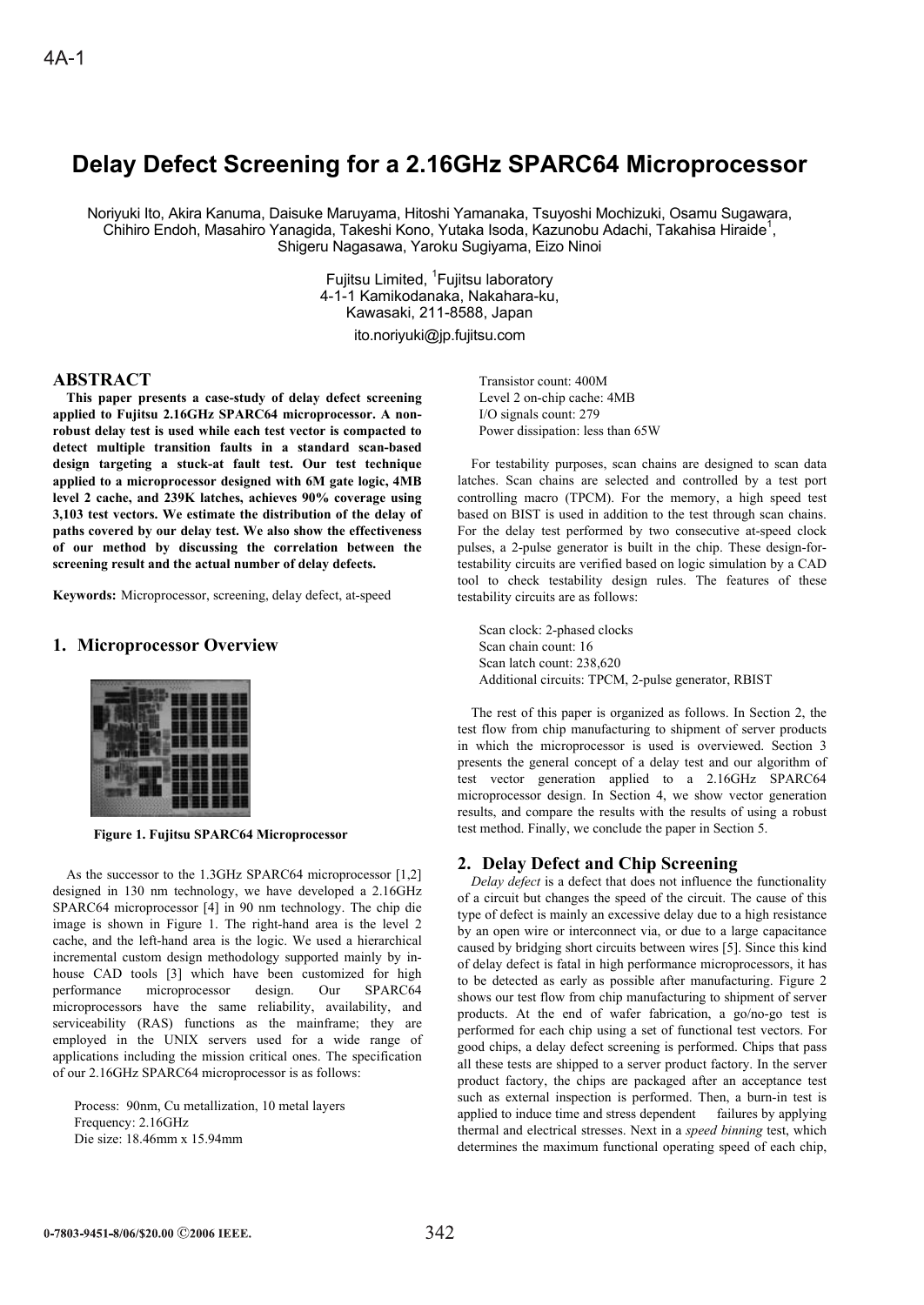# Delay Defect Screening for a 2.16GHz SPARC64 Microprocessor

Noriyuki Ito, Akira Kanuma, Daisuke Maruyama, Hitoshi Yamanaka, Tsuyoshi Mochizuki, Osamu Sugawara, Chihiro Endoh, Masahiro Yanagida, Takeshi Kono, Yutaka Isoda, Kazunobu Adachi, Takahisa Hiraide[1], Shigeru Nagasawa, Yaroku Sugiyama, Eizo Ninoi

Fujitsu Limited, [1]Fujitsu laboratory
4-1-1 Kamikodanaka, Nakahara-ku,
Kawasaki, 211-8588, Japan

ito.noriyuki@jp.fujitsu.com

## ABSTRACT

**This paper presents a case-study of delay defect screening applied to Fujitsu 2.16GHz SPARC64 microprocessor. A non-robust delay test is used while each test vector is compacted to detect multiple transition faults in a standard scan-based design targeting a stuck-at fault test. Our test technique applied to a microprocessor designed with 6M gate logic, 4MB level 2 cache, and 239K latches, achieves 90% coverage using 3,103 test vectors. We estimate the distribution of the delay of paths covered by our delay test. We also show the effectiveness of our method by discussing the correlation between the screening result and the actual number of delay defects.**

**Keywords:** Microprocessor, screening, delay defect, at-speed

## 1. Microprocessor Overview

**Figure 1. Fujitsu SPARC64 Microprocessor**

As the successor to the 1.3GHz SPARC64 microprocessor [1,2] designed in 130 nm technology, we have developed a 2.16GHz SPARC64 microprocessor [4] in 90 nm technology. The chip die image is shown in Figure 1. The right-hand area is the level 2 cache, and the left-hand area is the logic. We used a hierarchical incremental custom design methodology supported mainly by in-house CAD tools [3] which have been customized for high performance microprocessor design. Our SPARC64 microprocessors have the same reliability, availability, and serviceability (RAS) functions as the mainframe; they are employed in the UNIX servers used for a wide range of applications including the mission critical ones. The specification of our 2.16GHz SPARC64 microprocessor is as follows:

Process: 90nm, Cu metallization, 10 metal layers
Frequency: 2.16GHz
Die size: 18.46mm x 15.94mm
Transistor count: 400M
Level 2 on-chip cache: 4MB
I/O signals count: 279
Power dissipation: less than 65W

For testability purposes, scan chains are designed to scan data latches. Scan chains are selected and controlled by a test port controlling macro (TPCM). For the memory, a high speed test based on BIST is used in addition to the test through scan chains. For the delay test performed by two consecutive at-speed clock pulses, a 2-pulse generator is built in the chip. These design-for-testability circuits are verified based on logic simulation by a CAD tool to check testability design rules. The features of these testability circuits are as follows:

Scan clock: 2-phased clocks
Scan chain count: 16
Scan latch count: 238,620
Additional circuits: TPCM, 2-pulse generator, RBIST

The rest of this paper is organized as follows. In Section 2, the test flow from chip manufacturing to shipment of server products in which the microprocessor is used is overviewed. Section 3 presents the general concept of a delay test and our algorithm of test vector generation applied to a 2.16GHz SPARC64 microprocessor design. In Section 4, we show vector generation results, and compare the results with the results of using a robust test method. Finally, we conclude the paper in Section 5.

## 2. Delay Defect and Chip Screening

*Delay defect* is a defect that does not influence the functionality of a circuit but changes the speed of the circuit. The cause of this type of defect is mainly an excessive delay due to a high resistance by an open wire or interconnect via, or due to a large capacitance caused by bridging short circuits between wires [5]. Since this kind of delay defect is fatal in high performance microprocessors, it has to be detected as early as possible after manufacturing. Figure 2 shows our test flow from chip manufacturing to shipment of server products. At the end of wafer fabrication, a go/no-go test is performed for each chip using a set of functional test vectors. For good chips, a delay defect screening is performed. Chips that pass all these tests are shipped to a server product factory. In the server product factory, the chips are packaged after an acceptance test such as external inspection is performed. Then, a burn-in test is applied to induce time and stress dependent failures by applying thermal and electrical stresses. Next in a *speed binning* test, which determines the maximum functional operating speed of each chip,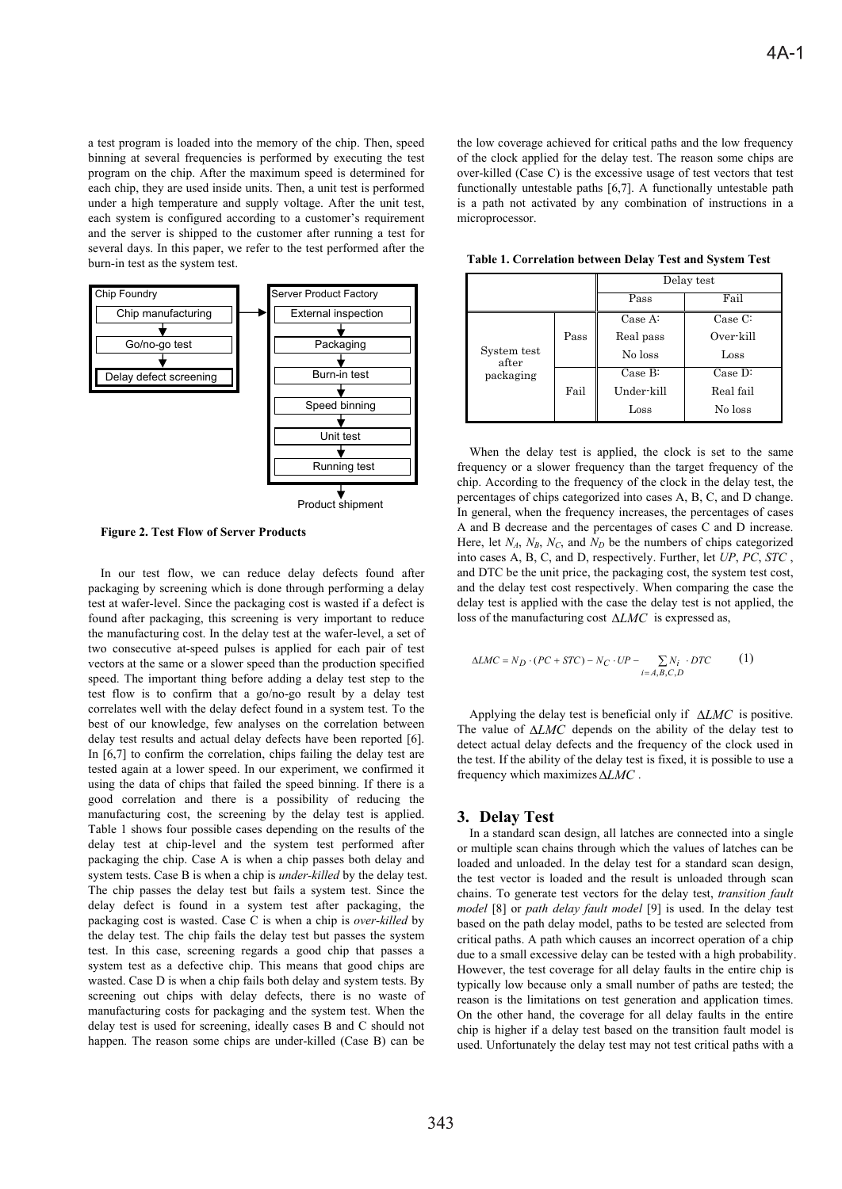a test program is loaded into the memory of the chip. Then, speed binning at several frequencies is performed by executing the test program on the chip. After the maximum speed is determined for each chip, they are used inside units. Then, a unit test is performed under a high temperature and supply voltage. After the unit test, each system is configured according to a customer's requirement and the server is shipped to the customer after running a test for several days. In this paper, we refer to the test performed after the burn-in test as the system test.

Chip Foundry: Chip manufacturing → Go/no-go test → Delay defect screening → Server Product Factory: External inspection → Packaging → Burn-in test → Speed binning → Unit test → Running test → Product shipment

**Figure 2. Test Flow of Server Products**

In our test flow, we can reduce delay defects found after packaging by screening which is done through performing a delay test at wafer-level. Since the packaging cost is wasted if a defect is found after packaging, this screening is very important to reduce the manufacturing cost. In the delay test at the wafer-level, a set of two consecutive at-speed pulses is applied for each pair of test vectors at the same or a slower speed than the production specified speed. The important thing before adding a delay test step to the test flow is to confirm that a go/no-go result by a delay test correlates well with the delay defect found in a system test. To the best of our knowledge, few analyses on the correlation between delay test results and actual delay defects have been reported [6]. In [6,7] to confirm the correlation, chips failing the delay test are tested again at a lower speed. In our experiment, we confirmed it using the data of chips that failed the speed binning. If there is a good correlation and there is a possibility of reducing the manufacturing cost, the screening by the delay test is applied. Table 1 shows four possible cases depending on the results of the delay test at chip-level and the system test performed after packaging the chip. Case A is when a chip passes both delay and system tests. Case B is when a chip is *under-killed* by the delay test. The chip passes the delay test but fails a system test. Since the delay defect is found in a system test after packaging, the packaging cost is wasted. Case C is when a chip is *over-killed* by the delay test. The chip fails the delay test but passes the system test. In this case, screening regards a good chip that passes a system test as a defective chip. This means that good chips are wasted. Case D is when a chip fails both delay and system tests. By screening out chips with delay defects, there is no waste of manufacturing costs for packaging and the system test. When the delay test is used for screening, ideally cases B and C should not happen. The reason some chips are under-killed (Case B) can be the low coverage achieved for critical paths and the low frequency of the clock applied for the delay test. The reason some chips are over-killed (Case C) is the excessive usage of test vectors that test functionally untestable paths [6,7]. A functionally untestable path is a path not activated by any combination of instructions in a microprocessor.

**Table 1. Correlation between Delay Test and System Test**

| | | Delay test | |
|---|---|---|---|
| | | Pass | Fail |
| System test after packaging | Pass | Case A:<br>Real pass<br>No loss | Case C:<br>Over-kill<br>Loss |
| | Fail | Case B:<br>Under-kill<br>Loss | Case D:<br>Real fail<br>No loss |

When the delay test is applied, the clock is set to the same frequency or a slower frequency than the target frequency of the chip. According to the frequency of the clock in the delay test, the percentages of chips categorized into cases A, B, C, and D change. In general, when the frequency increases, the percentages of cases A and B decrease and the percentages of cases C and D increase. Here, let $N_A$, $N_B$, $N_C$, and $N_D$ be the numbers of chips categorized into cases A, B, C, and D, respectively. Further, let $UP$, $PC$, $STC$, and DTC be the unit price, the packaging cost, the system test cost, and the delay test cost respectively. When comparing the case the delay test is applied with the case the delay test is not applied, the loss of the manufacturing cost $\Delta LMC$ is expressed as,

$$\Delta LMC = N_D \cdot (PC + STC) - N_C \cdot UP - \sum_{i=A,B,C,D} N_i \cdot DTC \qquad (1)$$

Applying the delay test is beneficial only if $\Delta LMC$ is positive. The value of $\Delta LMC$ depends on the ability of the delay test to detect actual delay defects and the frequency of the clock used in the test. If the ability of the delay test is fixed, it is possible to use a frequency which maximizes $\Delta LMC$.

## 3. Delay Test

In a standard scan design, all latches are connected into a single or multiple scan chains through which the values of latches can be loaded and unloaded. In the delay test for a standard scan design, the test vector is loaded and the result is unloaded through scan chains. To generate test vectors for the delay test, *transition fault model* [8] or *path delay fault model* [9] is used. In the delay test based on the path delay model, paths to be tested are selected from critical paths. A path which causes an incorrect operation of a chip due to a small excessive delay can be tested with a high probability. However, the test coverage for all delay faults in the entire chip is typically low because only a small number of paths are tested; the reason is the limitations on test generation and application times. On the other hand, the coverage for all delay faults in the entire chip is higher if a delay test based on the transition fault model is used. Unfortunately the delay test may not test critical paths with a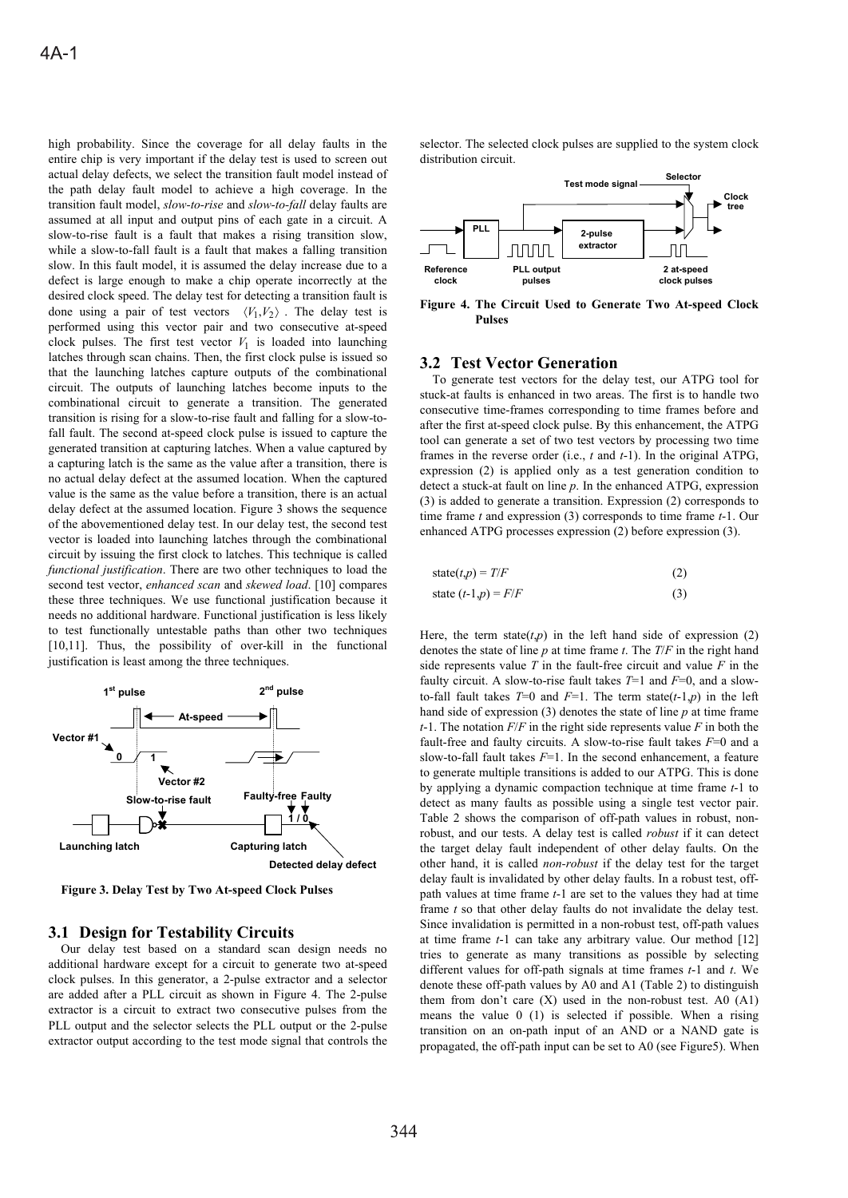high probability. Since the coverage for all delay faults in the entire chip is very important if the delay test is used to screen out actual delay defects, we select the transition fault model instead of the path delay fault model to achieve a high coverage. In the transition fault model, *slow-to-rise* and *slow-to-fall* delay faults are assumed at all input and output pins of each gate in a circuit. A slow-to-rise fault is a fault that makes a rising transition slow, while a slow-to-fall fault is a fault that makes a falling transition slow. In this fault model, it is assumed the delay increase due to a defect is large enough to make a chip operate incorrectly at the desired clock speed. The delay test for detecting a transition fault is done using a pair of test vectors $\langle V_1, V_2 \rangle$. The delay test is performed using this vector pair and two consecutive at-speed clock pulses. The first test vector $V_1$ is loaded into launching latches through scan chains. Then, the first clock pulse is issued so that the launching latches capture outputs of the combinational circuit. The outputs of launching latches become inputs to the combinational circuit to generate a transition. The generated transition is rising for a slow-to-rise fault and falling for a slow-to-fall fault. The second at-speed clock pulse is issued to capture the generated transition at capturing latches. When a value captured by a capturing latch is the same as the value after a transition, there is no actual delay defect at the assumed location. When the captured value is the same as the value before a transition, there is an actual delay defect at the assumed location. Figure 3 shows the sequence of the abovementioned delay test. In our delay test, the second test vector is loaded into launching latches through the combinational circuit by issuing the first clock to latches. This technique is called *functional justification*. There are two other techniques to load the second test vector, *enhanced scan* and *skewed load*. [10] compares these three techniques. We use functional justification because it needs no additional hardware. Functional justification is less likely to test functionally untestable paths than other two techniques [10,11]. Thus, the possibility of over-kill in the functional justification is least among the three techniques.

Figure 3. Delay Test by Two At-speed Clock Pulses

## 3.1 Design for Testability Circuits

Our delay test based on a standard scan design needs no additional hardware except for a circuit to generate two at-speed clock pulses. In this generator, a 2-pulse extractor and a selector are added after a PLL circuit as shown in Figure 4. The 2-pulse extractor is a circuit to extract two consecutive pulses from the PLL output and the selector selects the PLL output or the 2-pulse extractor output according to the test mode signal that controls the selector. The selected clock pulses are supplied to the system clock distribution circuit.

Figure 4. The Circuit Used to Generate Two At-speed Clock Pulses

## 3.2 Test Vector Generation

To generate test vectors for the delay test, our ATPG tool for stuck-at faults is enhanced in two areas. The first is to handle two consecutive time-frames corresponding to time frames before and after the first at-speed clock pulse. By this enhancement, the ATPG tool can generate a set of two test vectors by processing two time frames in the reverse order (i.e., $t$ and $t$-1). In the original ATPG, expression (2) is applied only as a test generation condition to detect a stuck-at fault on line $p$. In the enhanced ATPG, expression (3) is added to generate a transition. Expression (2) corresponds to time frame $t$ and expression (3) corresponds to time frame $t$-1. Our enhanced ATPG processes expression (2) before expression (3).

$$\text{state}(t,p) = T/F \qquad (2)$$

$$\text{state}\,(t-1,p) = F/F \qquad (3)$$

Here, the term state($t$,$p$) in the left hand side of expression (2) denotes the state of line $p$ at time frame $t$. The $T$/$F$ in the right hand side represents value $T$ in the fault-free circuit and value $F$ in the faulty circuit. A slow-to-rise fault takes $T$=1 and $F$=0, and a slow-to-fall fault takes $T$=0 and $F$=1. The term state($t$-1,$p$) in the left hand side of expression (3) denotes the state of line $p$ at time frame $t$-1. The notation $F$/$F$ in the right side represents value $F$ in both the fault-free and faulty circuits. A slow-to-rise fault takes $F$=0 and a slow-to-fall fault takes $F$=1. In the second enhancement, a feature to generate multiple transitions is added to our ATPG. This is done by applying a dynamic compaction technique at time frame $t$-1 to detect as many faults as possible using a single test vector pair. Table 2 shows the comparison of off-path values in robust, non-robust, and our tests. A delay test is called *robust* if it can detect the target delay fault independent of other delay faults. On the other hand, it is called *non-robust* if the delay test for the target delay fault is invalidated by other delay faults. In a robust test, off-path values at time frame $t$-1 are set to the values they had at time frame $t$ so that other delay faults do not invalidate the delay test. Since invalidation is permitted in a non-robust test, off-path values at time frame $t$-1 can take any arbitrary value. Our method [12] tries to generate as many transitions as possible by selecting different values for off-path signals at time frames $t$-1 and $t$. We denote these off-path values by A0 and A1 (Table 2) to distinguish them from don't care (X) used in the non-robust test. A0 (A1) means the value 0 (1) is selected if possible. When a rising transition on an on-path input of an AND or a NAND gate is propagated, the off-path input can be set to A0 (see Figure5). When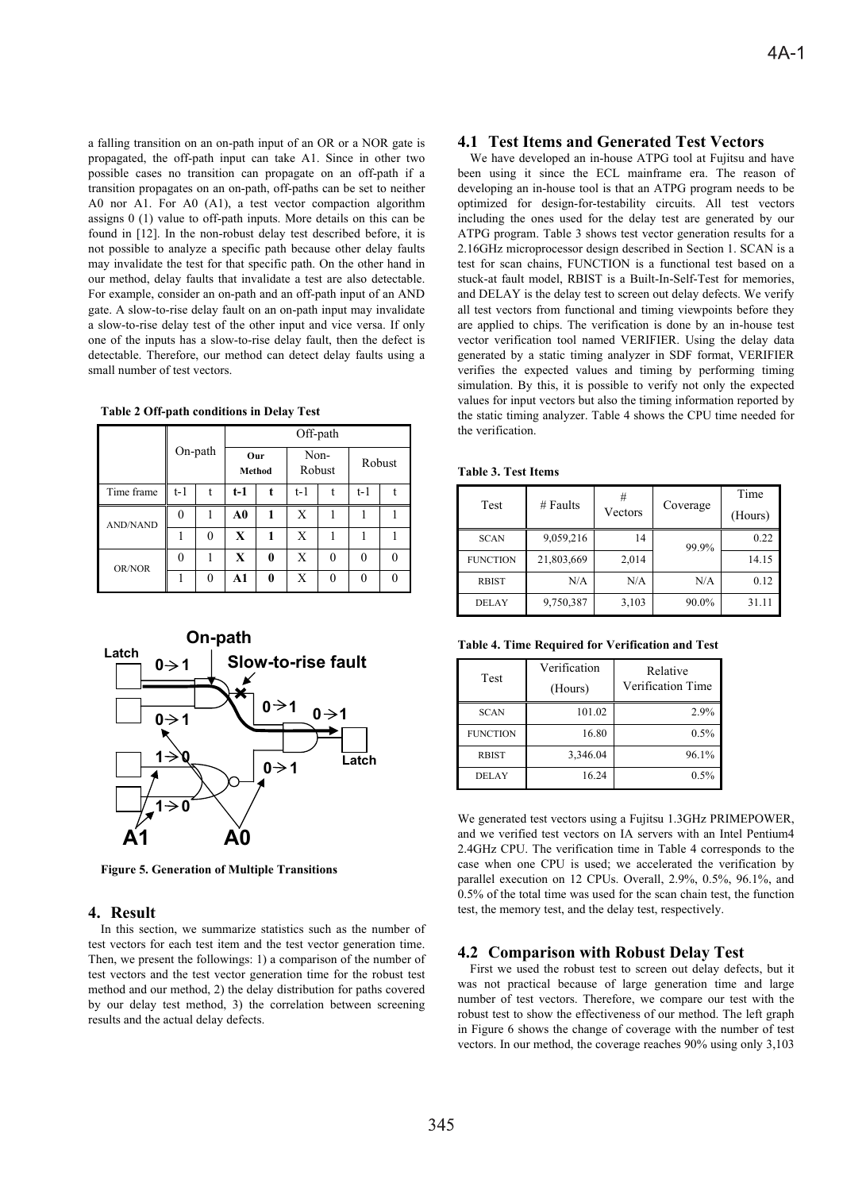a falling transition on an on-path input of an OR or a NOR gate is propagated, the off-path input can take A1. Since in other two possible cases no transition can propagate on an off-path if a transition propagates on an on-path, off-paths can be set to neither A0 nor A1. For A0 (A1), a test vector compaction algorithm assigns 0 (1) value to off-path inputs. More details on this can be found in [12]. In the non-robust delay test described before, it is not possible to analyze a specific path because other delay faults may invalidate the test for that specific path. On the other hand in our method, delay faults that invalidate a test are also detectable. For example, consider an on-path and an off-path input of an AND gate. A slow-to-rise delay fault on an on-path input may invalidate a slow-to-rise delay test of the other input and vice versa. If only one of the inputs has a slow-to-rise delay fault, then the defect is detectable. Therefore, our method can detect delay faults using a small number of test vectors.

**Table 2 Off-path conditions in Delay Test**

| | On-path | | Off-path | | | | | |
|---|---|---|---|---|---|---|---|---|
| | | | **Our Method** | | Non-Robust | | Robust | |
| Time frame | t-1 | t | **t-1** | **t** | t-1 | t | t-1 | t |
| AND/NAND | 0 | 1 | **A0** | **1** | X | 1 | 1 | 1 |
| | 1 | 0 | **X** | **1** | X | 1 | 1 | 1 |
| OR/NOR | 0 | 1 | **X** | **0** | X | 0 | 0 | 0 |
| | 1 | 0 | **A1** | **0** | X | 0 | 0 | 0 |

**Figure 5. Generation of Multiple Transitions**

## 4. Result

In this section, we summarize statistics such as the number of test vectors for each test item and the test vector generation time. Then, we present the followings: 1) a comparison of the number of test vectors and the test vector generation time for the robust test method and our method, 2) the delay distribution for paths covered by our delay test method, 3) the correlation between screening results and the actual delay defects.

### 4.1 Test Items and Generated Test Vectors

We have developed an in-house ATPG tool at Fujitsu and have been using it since the ECL mainframe era. The reason of developing an in-house tool is that an ATPG program needs to be optimized for design-for-testability circuits. All test vectors including the ones used for the delay test are generated by our ATPG program. Table 3 shows test vector generation results for a 2.16GHz microprocessor design described in Section 1. SCAN is a test for scan chains, FUNCTION is a functional test based on a stuck-at fault model, RBIST is a Built-In-Self-Test for memories, and DELAY is the delay test to screen out delay defects. We verify all test vectors from functional and timing viewpoints before they are applied to chips. The verification is done by an in-house test vector verification tool named VERIFIER. Using the delay data generated by a static timing analyzer in SDF format, VERIFIER verifies the expected values and timing by performing timing simulation. By this, it is possible to verify not only the expected values for input vectors but also the timing information reported by the static timing analyzer. Table 4 shows the CPU time needed for the verification.

**Table 3. Test Items**

| Test | # Faults | # Vectors | Coverage | Time (Hours) |
|---|---|---|---|---|
| SCAN | 9,059,216 | 14 | 99.9% | 0.22 |
| FUNCTION | 21,803,669 | 2,014 | | 14.15 |
| RBIST | N/A | N/A | N/A | 0.12 |
| DELAY | 9,750,387 | 3,103 | 90.0% | 31.11 |

**Table 4. Time Required for Verification and Test**

| Test | Verification (Hours) | Relative Verification Time |
|---|---|---|
| SCAN | 101.02 | 2.9% |
| FUNCTION | 16.80 | 0.5% |
| RBIST | 3,346.04 | 96.1% |
| DELAY | 16.24 | 0.5% |

We generated test vectors using a Fujitsu 1.3GHz PRIMEPOWER, and we verified test vectors on IA servers with an Intel Pentium4 2.4GHz CPU. The verification time in Table 4 corresponds to the case when one CPU is used; we accelerated the verification by parallel execution on 12 CPUs. Overall, 2.9%, 0.5%, 96.1%, and 0.5% of the total time was used for the scan chain test, the function test, the memory test, and the delay test, respectively.

### 4.2 Comparison with Robust Delay Test

First we used the robust test to screen out delay defects, but it was not practical because of large generation time and large number of test vectors. Therefore, we compare our test with the robust test to show the effectiveness of our method. The left graph in Figure 6 shows the change of coverage with the number of test vectors. In our method, the coverage reaches 90% using only 3,103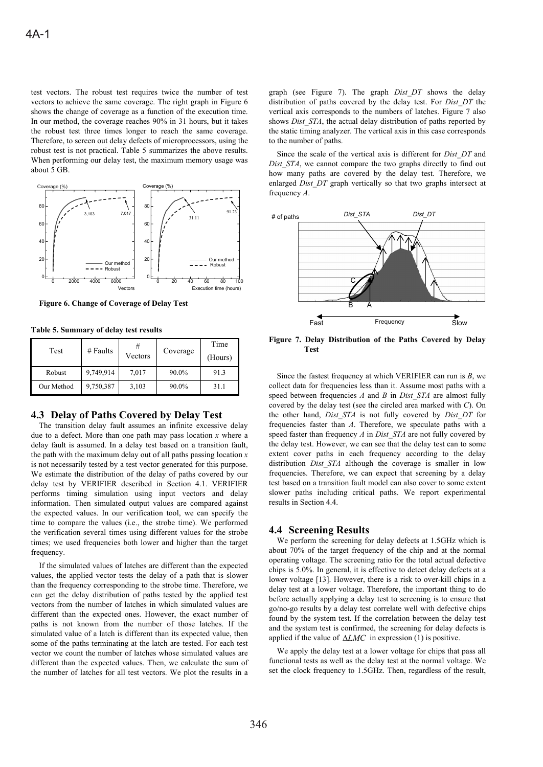test vectors. The robust test requires twice the number of test vectors to achieve the same coverage. The right graph in Figure 6 shows the change of coverage as a function of the execution time. In our method, the coverage reaches 90% in 31 hours, but it takes the robust test three times longer to reach the same coverage. Therefore, to screen out delay defects of microprocessors, using the robust test is not practical. Table 5 summarizes the above results. When performing our delay test, the maximum memory usage was about 5 GB.

**Figure 6. Change of Coverage of Delay Test**

**Table 5. Summary of delay test results**

| Test | # Faults | # Vectors | Coverage | Time (Hours) |
|---|---|---|---|---|
| Robust | 9,749,914 | 7,017 | 90.0% | 91.3 |
| Our Method | 9,750,387 | 3,103 | 90.0% | 31.1 |

## 4.3 Delay of Paths Covered by Delay Test

The transition delay fault assumes an infinite excessive delay due to a defect. More than one path may pass location *x* where a delay fault is assumed. In a delay test based on a transition fault, the path with the maximum delay out of all paths passing location *x* is not necessarily tested by a test vector generated for this purpose. We estimate the distribution of the delay of paths covered by our delay test by VERIFIER described in Section 4.1. VERIFIER performs timing simulation using input vectors and delay information. Then simulated output values are compared against the expected values. In our verification tool, we can specify the time to compare the values (i.e., the strobe time). We performed the verification several times using different values for the strobe times; we used frequencies both lower and higher than the target frequency.

If the simulated values of latches are different than the expected values, the applied vector tests the delay of a path that is slower than the frequency corresponding to the strobe time. Therefore, we can get the delay distribution of paths tested by the applied test vectors from the number of latches in which simulated values are different than the expected ones. However, the exact number of paths is not known from the number of those latches. If the simulated value of a latch is different than its expected value, then some of the paths terminating at the latch are tested. For each test vector we count the number of latches whose simulated values are different than the expected values. Then, we calculate the sum of the number of latches for all test vectors. We plot the results in a graph (see Figure 7). The graph *Dist_DT* shows the delay distribution of paths covered by the delay test. For *Dist_DT* the vertical axis corresponds to the numbers of latches. Figure 7 also shows *Dist_STA*, the actual delay distribution of paths reported by the static timing analyzer. The vertical axis in this case corresponds to the number of paths.

Since the scale of the vertical axis is different for *Dist_DT* and *Dist_STA*, we cannot compare the two graphs directly to find out how many paths are covered by the delay test. Therefore, we enlarged *Dist_DT* graph vertically so that two graphs intersect at frequency *A*.

**Figure 7. Delay Distribution of the Paths Covered by Delay Test**

Since the fastest frequency at which VERIFIER can run is *B*, we collect data for frequencies less than it. Assume most paths with a speed between frequencies *A* and *B* in *Dist_STA* are almost fully covered by the delay test (see the circled area marked with *C*). On the other hand, *Dist_STA* is not fully covered by *Dist_DT* for frequencies faster than *A*. Therefore, we speculate paths with a speed faster than frequency *A* in *Dist_STA* are not fully covered by the delay test. However, we can see that the delay test can to some extent cover paths in each frequency according to the delay distribution *Dist_STA* although the coverage is smaller in low frequencies. Therefore, we can expect that screening by a delay test based on a transition fault model can also cover to some extent slower paths including critical paths. We report experimental results in Section 4.4.

## 4.4 Screening Results

We perform the screening for delay defects at 1.5GHz which is about 70% of the target frequency of the chip and at the normal operating voltage. The screening ratio for the total actual defective chips is 5.0%. In general, it is effective to detect delay defects at a lower voltage [13]. However, there is a risk to over-kill chips in a delay test at a lower voltage. Therefore, the important thing to do before actually applying a delay test to screening is to ensure that go/no-go results by a delay test correlate well with defective chips found by the system test. If the correlation between the delay test and the system test is confirmed, the screening for delay defects is applied if the value of $\Delta LMC$ in expression (1) is positive.

We apply the delay test at a lower voltage for chips that pass all functional tests as well as the delay test at the normal voltage. We set the clock frequency to 1.5GHz. Then, regardless of the result,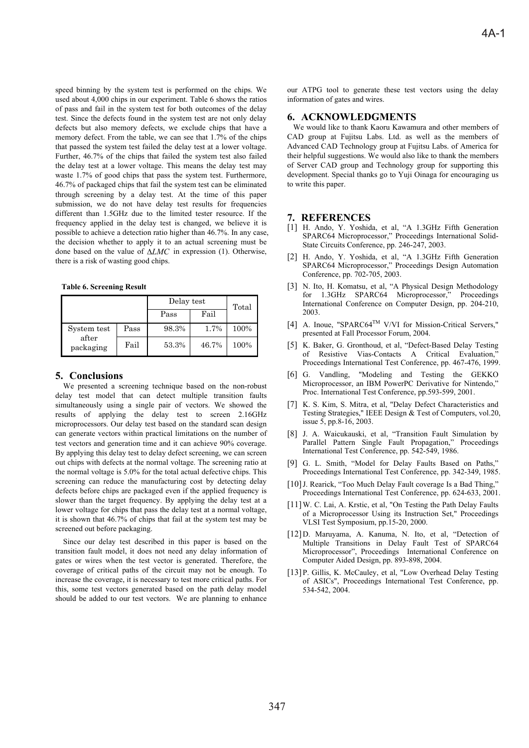speed binning by the system test is performed on the chips. We used about 4,000 chips in our experiment. Table 6 shows the ratios of pass and fail in the system test for both outcomes of the delay test. Since the defects found in the system test are not only delay defects but also memory defects, we exclude chips that have a memory defect. From the table, we can see that 1.7% of the chips that passed the system test failed the delay test at a lower voltage. Further, 46.7% of the chips that failed the system test also failed the delay test at a lower voltage. This means the delay test may waste 1.7% of good chips that pass the system test. Furthermore, 46.7% of packaged chips that fail the system test can be eliminated through screening by a delay test. At the time of this paper submission, we do not have delay test results for frequencies different than 1.5GHz due to the limited tester resource. If the frequency applied in the delay test is changed, we believe it is possible to achieve a detection ratio higher than 46.7%. In any case, the decision whether to apply it to an actual screening must be done based on the value of $\Delta LMC$ in expression (1). Otherwise, there is a risk of wasting good chips.

**Table 6. Screening Result**

| | | Delay test | | Total |
|---|---|---|---|---|
| | | Pass | Fail | |
| System test after packaging | Pass | 98.3% | 1.7% | 100% |
| | Fail | 53.3% | 46.7% | 100% |

## 5. Conclusions

We presented a screening technique based on the non-robust delay test model that can detect multiple transition faults simultaneously using a single pair of vectors. We showed the results of applying the delay test to screen 2.16GHz microprocessors. Our delay test based on the standard scan design can generate vectors within practical limitations on the number of test vectors and generation time and it can achieve 90% coverage. By applying this delay test to delay defect screening, we can screen out chips with defects at the normal voltage. The screening ratio at the normal voltage is 5.0% for the total actual defective chips. This screening can reduce the manufacturing cost by detecting delay defects before chips are packaged even if the applied frequency is slower than the target frequency. By applying the delay test at a lower voltage for chips that pass the delay test at a normal voltage, it is shown that 46.7% of chips that fail at the system test may be screened out before packaging.

Since our delay test described in this paper is based on the transition fault model, it does not need any delay information of gates or wires when the test vector is generated. Therefore, the coverage of critical paths of the circuit may not be enough. To increase the coverage, it is necessary to test more critical paths. For this, some test vectors generated based on the path delay model should be added to our test vectors. We are planning to enhance our ATPG tool to generate these test vectors using the delay information of gates and wires.

## 6. ACKNOWLEDGMENTS

We would like to thank Kaoru Kawamura and other members of CAD group at Fujitsu Labs. Ltd. as well as the members of Advanced CAD Technology group at Fujitsu Labs. of America for their helpful suggestions. We would also like to thank the members of Server CAD group and Technology group for supporting this development. Special thanks go to Yuji Oinaga for encouraging us to write this paper.

## 7. REFERENCES

[1] H. Ando, Y. Yoshida, et al, "A 1.3GHz Fifth Generation SPARC64 Microprocessor," Proceedings International Solid-State Circuits Conference, pp. 246-247, 2003.

[2] H. Ando, Y. Yoshida, et al, "A 1.3GHz Fifth Generation SPARC64 Microprocessor," Proceedings Design Automation Conference, pp. 702-705, 2003.

[3] N. Ito, H. Komatsu, et al, "A Physical Design Methodology for 1.3GHz SPARC64 Microprocessor," Proceedings International Conference on Computer Design, pp. 204-210, 2003.

[4] A. Inoue, "SPARC64$^{TM}$ V/VI for Mission-Critical Servers," presented at Fall Processor Forum, 2004.

[5] K. Baker, G. Gronthoud, et al, "Defect-Based Delay Testing of Resistive Vias-Contacts A Critical Evaluation," Proceedings International Test Conference, pp. 467-476, 1999.

[6] G. Vandling, "Modeling and Testing the GEKKO Microprocessor, an IBM PowerPC Derivative for Nintendo," Proc. International Test Conference, pp.593-599, 2001.

[7] K. S. Kim, S. Mitra, et al, "Delay Defect Characteristics and Testing Strategies," IEEE Design & Test of Computers, vol.20, issue 5, pp.8-16, 2003.

[8] J. A. Waicukauski, et al, "Transition Fault Simulation by Parallel Pattern Single Fault Propagation," Proceedings International Test Conference, pp. 542-549, 1986.

[9] G. L. Smith, "Model for Delay Faults Based on Paths," Proceedings International Test Conference, pp. 342-349, 1985.

[10] J. Rearick, "Too Much Delay Fault coverage Is a Bad Thing," Proceedings International Test Conference, pp. 624-633, 2001.

[11] W. C. Lai, A. Krstic, et al, "On Testing the Path Delay Faults of a Microprocessor Using its Instruction Set," Proceedings VLSI Test Symposium, pp.15-20, 2000.

[12] D. Maruyama, A. Kanuma, N. Ito, et al, "Detection of Multiple Transitions in Delay Fault Test of SPARC64 Microprocessor", Proceedings International Conference on Computer Aided Design, pp. 893-898, 2004.

[13] P. Gillis, K. McCauley, et al, "Low Overhead Delay Testing of ASICs", Proceedings International Test Conference, pp. 534-542, 2004.